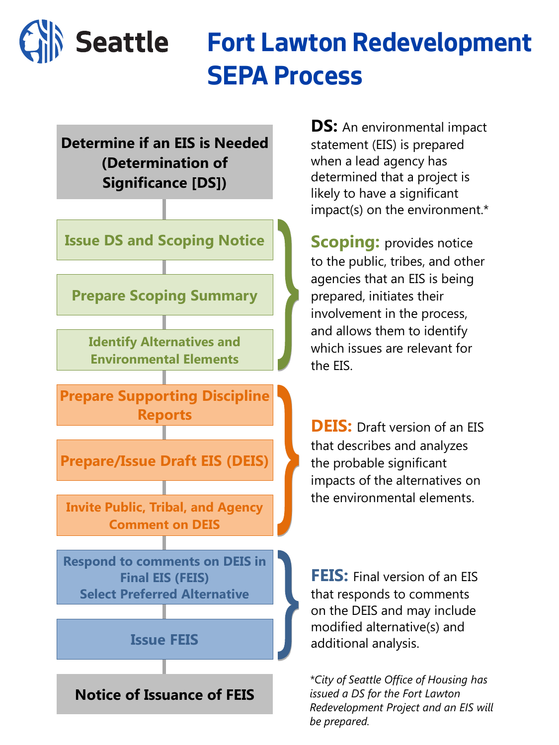# Seattle

# Fort Lawton Redevelopment SEPA Process

**Determine if an EIS is Needed (Determination of Significance [DS])**

**Issue DS and Scoping Notice**

**Prepare Scoping Summary**

**Identify Alternatives and Environmental Elements**

**Prepare Supporting Discipline Reports**

**Prepare/Issue Draft EIS (DEIS)**

**Invite Public, Tribal, and Agency Comment on DEIS**

**Respond to comments on DEIS in Final EIS (FEIS) Select Preferred Alternative**

**Issue FEIS**

**Notice of Issuance of FEIS**

**DS:** An environmental impact statement (EIS) is prepared when a lead agency has determined that a project is likely to have a significant impact(s) on the environment.*

**Scoping:** provides notice to the public, tribes, and other agencies that an EIS is being prepared, initiates their involvement in the process, and allows them to identify which issues are relevant for the EIS.

**DEIS:** Draft version of an EIS that describes and analyzes the probable significant impacts of the alternatives on the environmental elements.

**FEIS:** Final version of an EIS that responds to comments on the DEIS and may include modified alternative(s) and additional analysis.

*\*City of Seattle Office of Housing has issued a DS for the Fort Lawton Redevelopment Project and an EIS will be prepared.*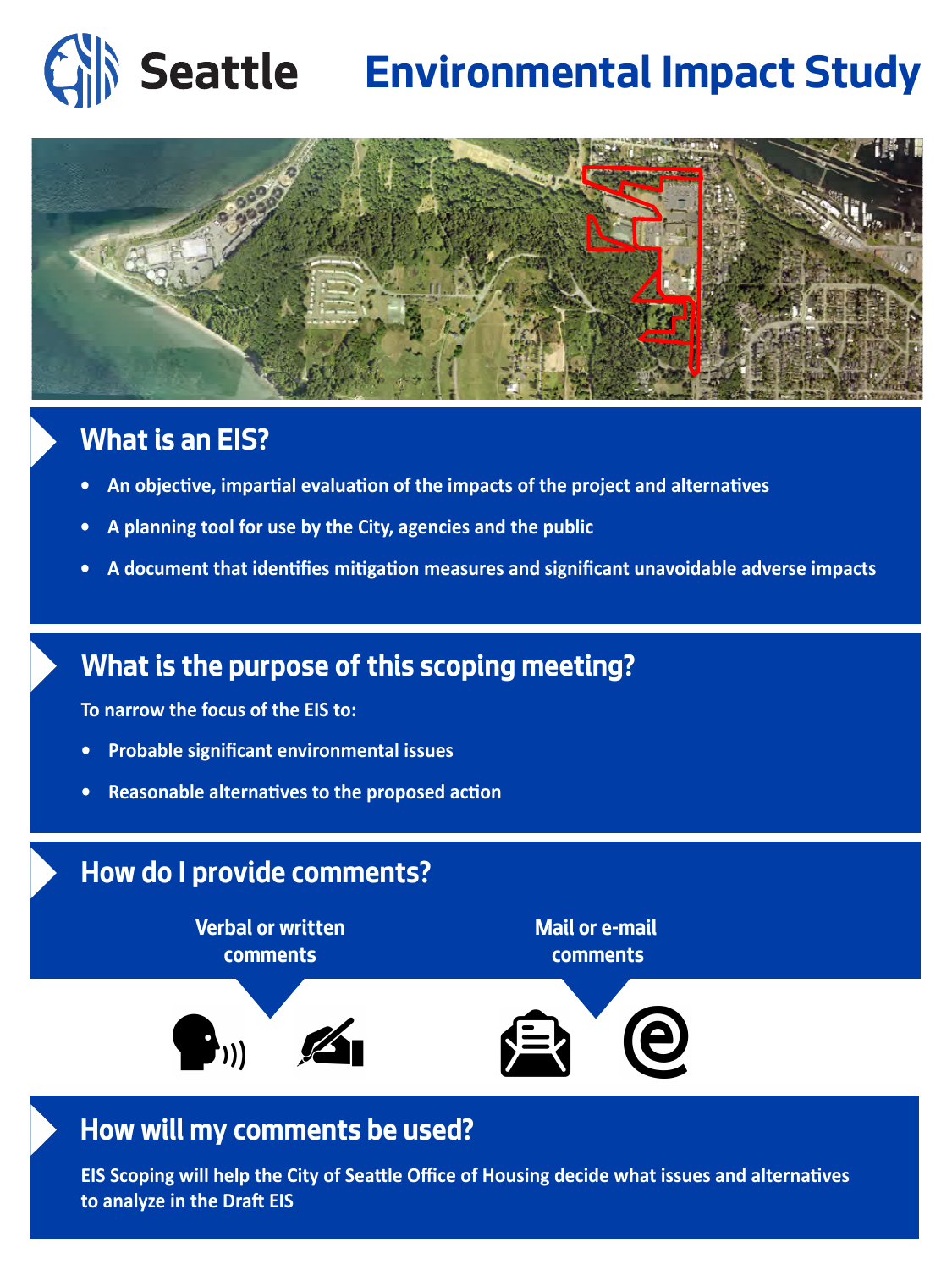# Seattle Environmental Impact Study

## What is an EIS?

- An objective, impartial evaluation of the impacts of the project and alternatives
- A planning tool for use by the City, agencies and the public
- A document that identifies mitigation measures and significant unavoidable adverse impacts

## What is the purpose of this scoping meeting?

To narrow the focus of the EIS to:

- Probable significant environmental issues
- Reasonable alternatives to the proposed action

## How do I provide comments?

Verbal or written comments

Mail or e-mail comments

## How will my comments be used?

EIS Scoping will help the City of Seattle Office of Housing decide what issues and alternatives to analyze in the Draft EIS